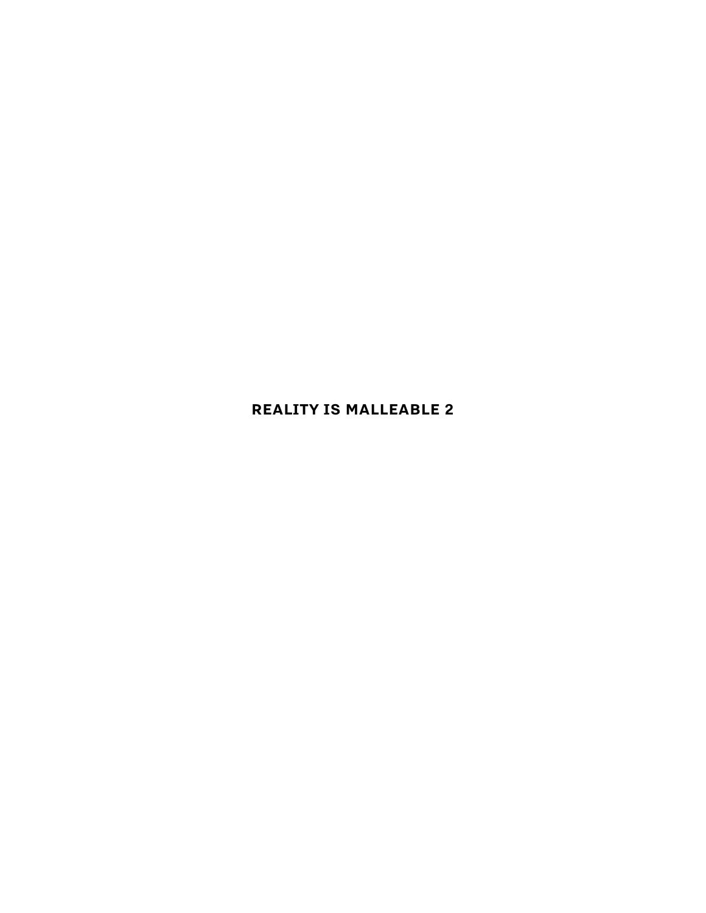# REALITY IS MALLEABLE 2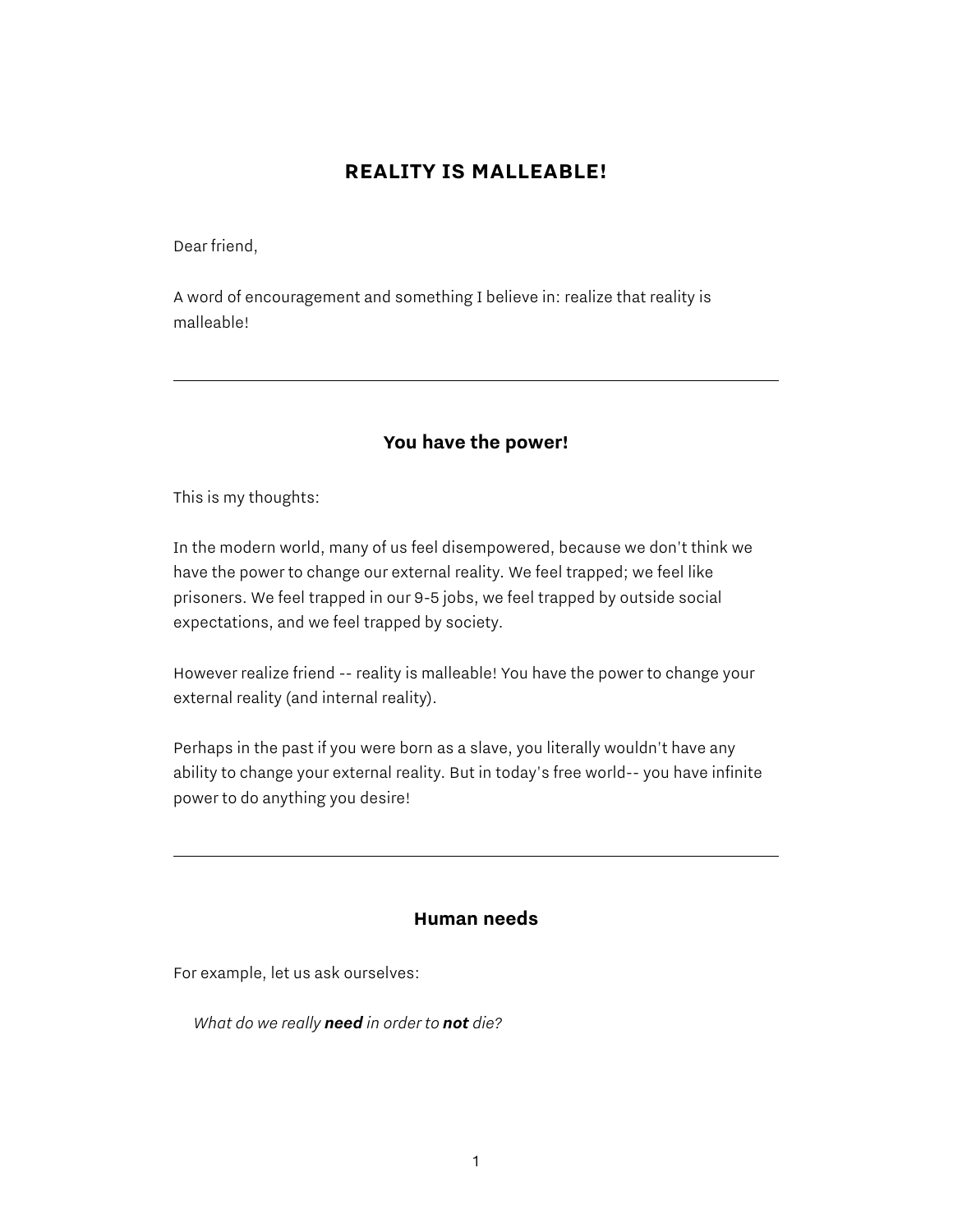# REALITY IS MALLEABLE!

Dear friend,

A word of encouragement and something I believe in: realize that reality is malleable!

---

## You have the power!

This is my thoughts:

In the modern world, many of us feel disempowered, because we don't think we have the power to change our external reality. We feel trapped; we feel like prisoners. We feel trapped in our 9-5 jobs, we feel trapped by outside social expectations, and we feel trapped by society.

However realize friend -- reality is malleable! You have the power to change your external reality (and internal reality).

Perhaps in the past if you were born as a slave, you literally wouldn't have any ability to change your external reality. But in today's free world-- you have infinite power to do anything you desire!

---

## Human needs

For example, let us ask ourselves:

> *What do we really **need** in order to **not** die?*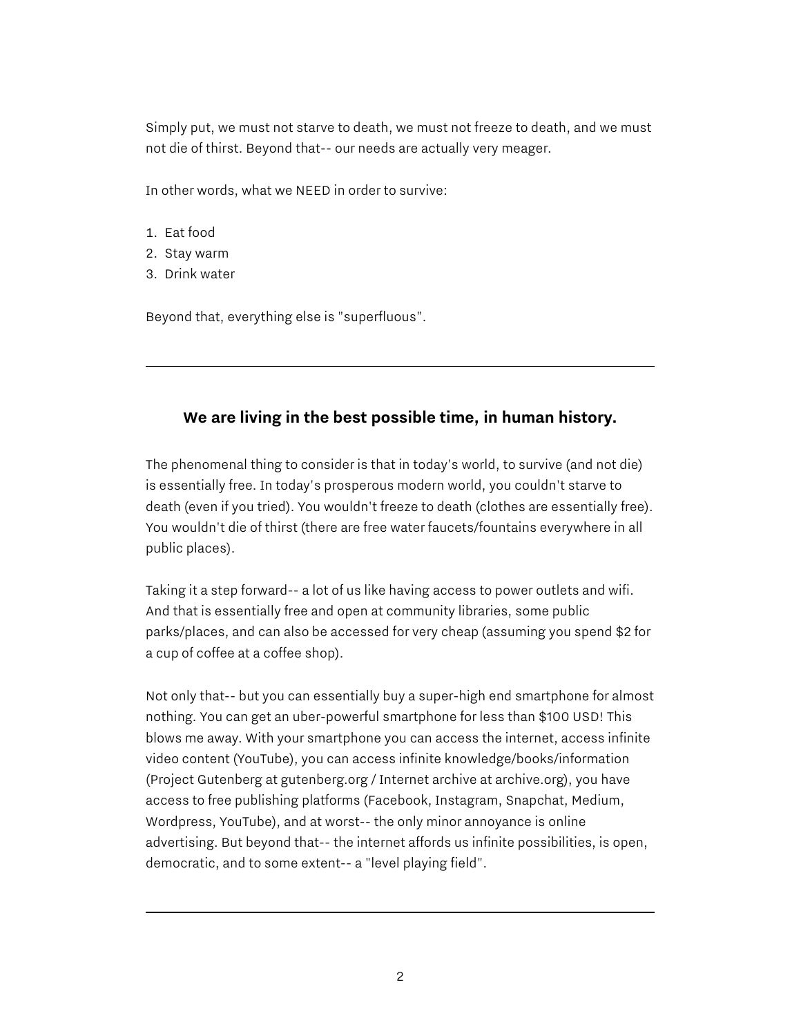Simply put, we must not starve to death, we must not freeze to death, and we must not die of thirst. Beyond that-- our needs are actually very meager.

In other words, what we NEED in order to survive:

1. Eat food
2. Stay warm
3. Drink water

Beyond that, everything else is "superfluous".

---

### **We are living in the best possible time, in human history.**

The phenomenal thing to consider is that in today's world, to survive (and not die) is essentially free. In today's prosperous modern world, you couldn't starve to death (even if you tried). You wouldn't freeze to death (clothes are essentially free). You wouldn't die of thirst (there are free water faucets/fountains everywhere in all public places).

Taking it a step forward-- a lot of us like having access to power outlets and wifi. And that is essentially free and open at community libraries, some public parks/places, and can also be accessed for very cheap (assuming you spend $2 for a cup of coffee at a coffee shop).

Not only that-- but you can essentially buy a super-high end smartphone for almost nothing. You can get an uber-powerful smartphone for less than $100 USD! This blows me away. With your smartphone you can access the internet, access infinite video content (YouTube), you can access infinite knowledge/books/information (Project Gutenberg at gutenberg.org / Internet archive at archive.org), you have access to free publishing platforms (Facebook, Instagram, Snapchat, Medium, Wordpress, YouTube), and at worst-- the only minor annoyance is online advertising. But beyond that-- the internet affords us infinite possibilities, is open, democratic, and to some extent-- a "level playing field".

---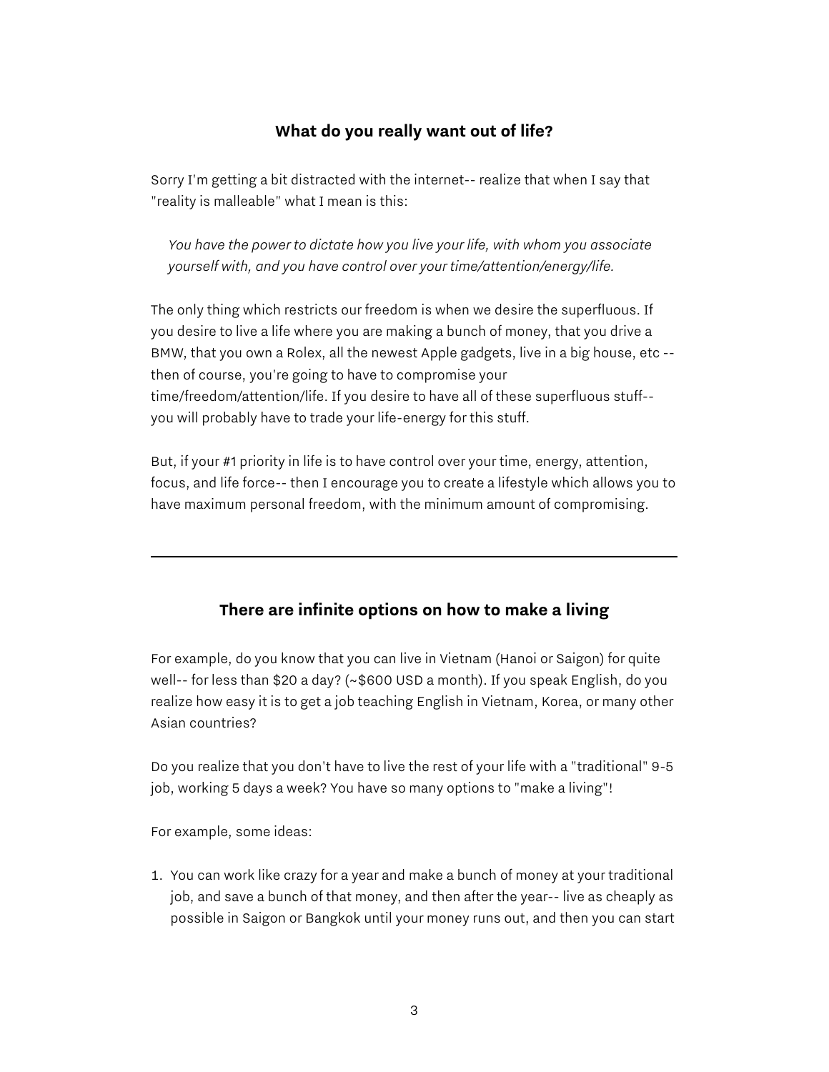### What do you really want out of life?

Sorry I'm getting a bit distracted with the internet-- realize that when I say that "reality is malleable" what I mean is this:

> *You have the power to dictate how you live your life, with whom you associate yourself with, and you have control over your time/attention/energy/life.*

The only thing which restricts our freedom is when we desire the superfluous. If you desire to live a life where you are making a bunch of money, that you drive a BMW, that you own a Rolex, all the newest Apple gadgets, live in a big house, etc -- then of course, you're going to have to compromise your time/freedom/attention/life. If you desire to have all of these superfluous stuff-- you will probably have to trade your life-energy for this stuff.

But, if your #1 priority in life is to have control over your time, energy, attention, focus, and life force-- then I encourage you to create a lifestyle which allows you to have maximum personal freedom, with the minimum amount of compromising.

---

### There are infinite options on how to make a living

For example, do you know that you can live in Vietnam (Hanoi or Saigon) for quite well-- for less than $20 a day? (~$600 USD a month). If you speak English, do you realize how easy it is to get a job teaching English in Vietnam, Korea, or many other Asian countries?

Do you realize that you don't have to live the rest of your life with a "traditional" 9-5 job, working 5 days a week? You have so many options to "make a living"!

For example, some ideas:

1. You can work like crazy for a year and make a bunch of money at your traditional job, and save a bunch of that money, and then after the year-- live as cheaply as possible in Saigon or Bangkok until your money runs out, and then you can start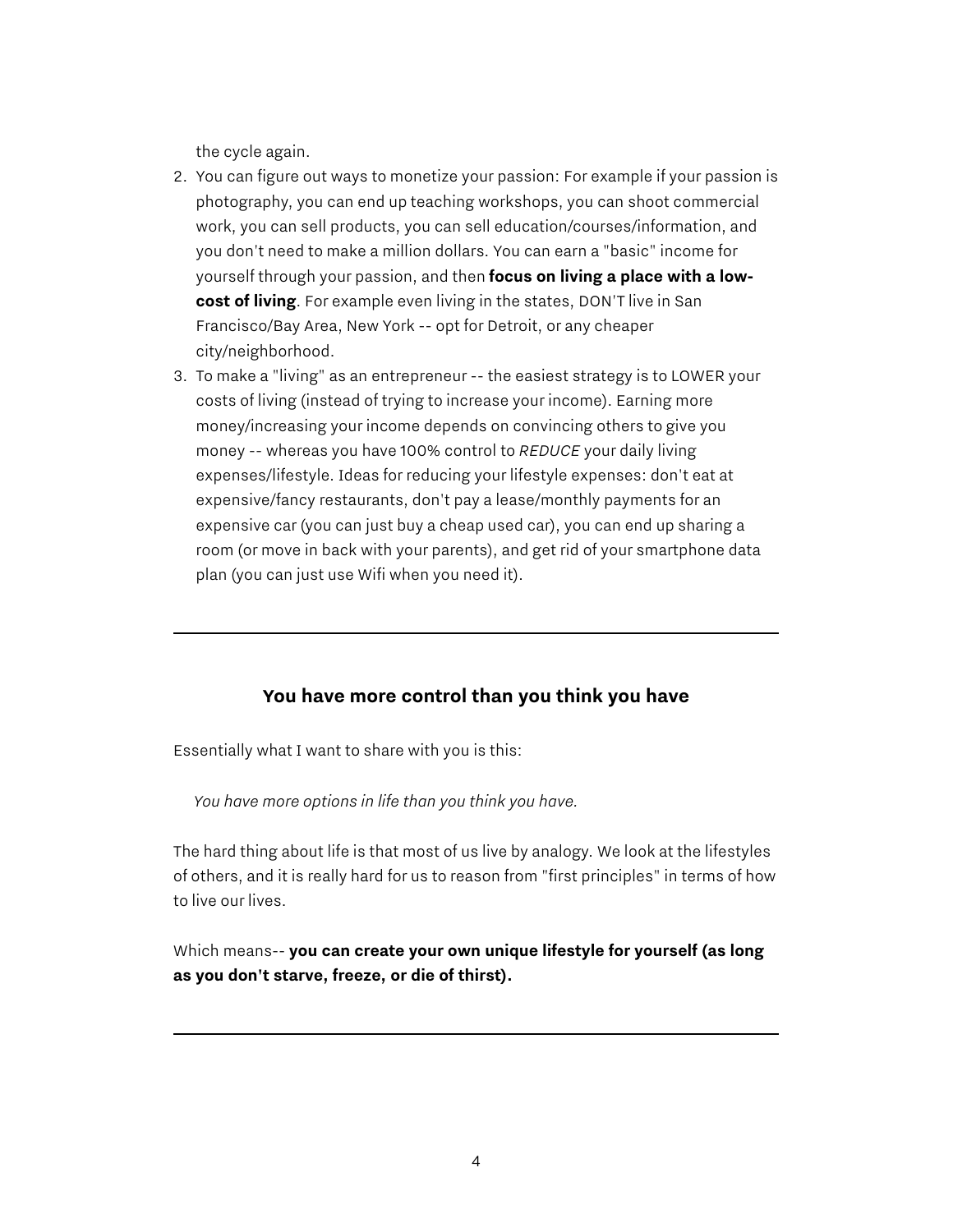the cycle again.

2. You can figure out ways to monetize your passion: For example if your passion is photography, you can end up teaching workshops, you can shoot commercial work, you can sell products, you can sell education/courses/information, and you don't need to make a million dollars. You can earn a "basic" income for yourself through your passion, and then **focus on living a place with a low-cost of living**. For example even living in the states, DON'T live in San Francisco/Bay Area, New York -- opt for Detroit, or any cheaper city/neighborhood.
3. To make a "living" as an entrepreneur -- the easiest strategy is to LOWER your costs of living (instead of trying to increase your income). Earning more money/increasing your income depends on convincing others to give you money -- whereas you have 100% control to *REDUCE* your daily living expenses/lifestyle. Ideas for reducing your lifestyle expenses: don't eat at expensive/fancy restaurants, don't pay a lease/monthly payments for an expensive car (you can just buy a cheap used car), you can end up sharing a room (or move in back with your parents), and get rid of your smartphone data plan (you can just use Wifi when you need it).

---

### You have more control than you think you have

Essentially what I want to share with you is this:

> *You have more options in life than you think you have.*

The hard thing about life is that most of us live by analogy. We look at the lifestyles of others, and it is really hard for us to reason from "first principles" in terms of how to live our lives.

Which means-- **you can create your own unique lifestyle for yourself (as long as you don't starve, freeze, or die of thirst).**

---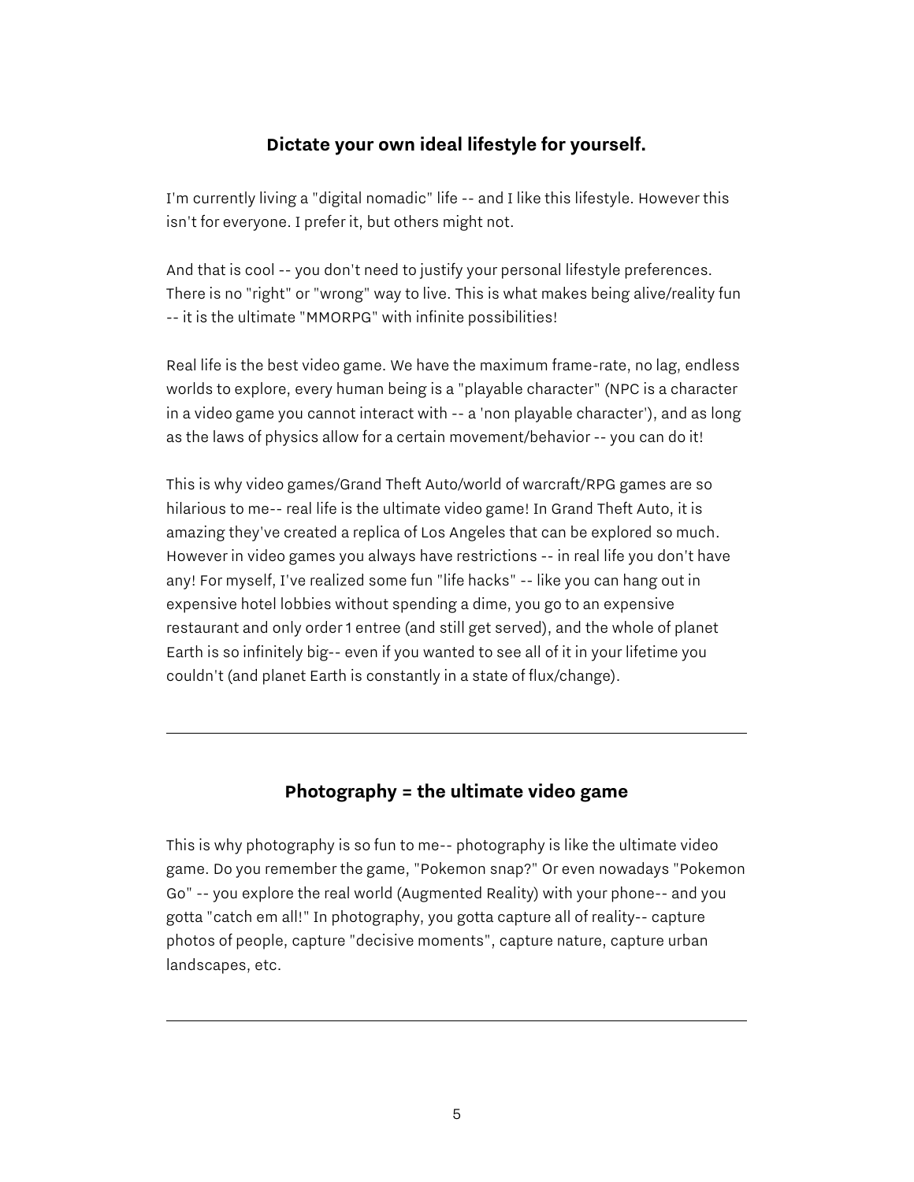## Dictate your own ideal lifestyle for yourself.

I'm currently living a "digital nomadic" life -- and I like this lifestyle. However this isn't for everyone. I prefer it, but others might not.

And that is cool -- you don't need to justify your personal lifestyle preferences. There is no "right" or "wrong" way to live. This is what makes being alive/reality fun -- it is the ultimate "MMORPG" with infinite possibilities!

Real life is the best video game. We have the maximum frame-rate, no lag, endless worlds to explore, every human being is a "playable character" (NPC is a character in a video game you cannot interact with -- a 'non playable character'), and as long as the laws of physics allow for a certain movement/behavior -- you can do it!

This is why video games/Grand Theft Auto/world of warcraft/RPG games are so hilarious to me-- real life is the ultimate video game! In Grand Theft Auto, it is amazing they've created a replica of Los Angeles that can be explored so much. However in video games you always have restrictions -- in real life you don't have any! For myself, I've realized some fun "life hacks" -- like you can hang out in expensive hotel lobbies without spending a dime, you go to an expensive restaurant and only order 1 entree (and still get served), and the whole of planet Earth is so infinitely big-- even if you wanted to see all of it in your lifetime you couldn't (and planet Earth is constantly in a state of flux/change).

---

## Photography = the ultimate video game

This is why photography is so fun to me-- photography is like the ultimate video game. Do you remember the game, "Pokemon snap?" Or even nowadays "Pokemon Go" -- you explore the real world (Augmented Reality) with your phone-- and you gotta "catch em all!" In photography, you gotta capture all of reality-- capture photos of people, capture "decisive moments", capture nature, capture urban landscapes, etc.

---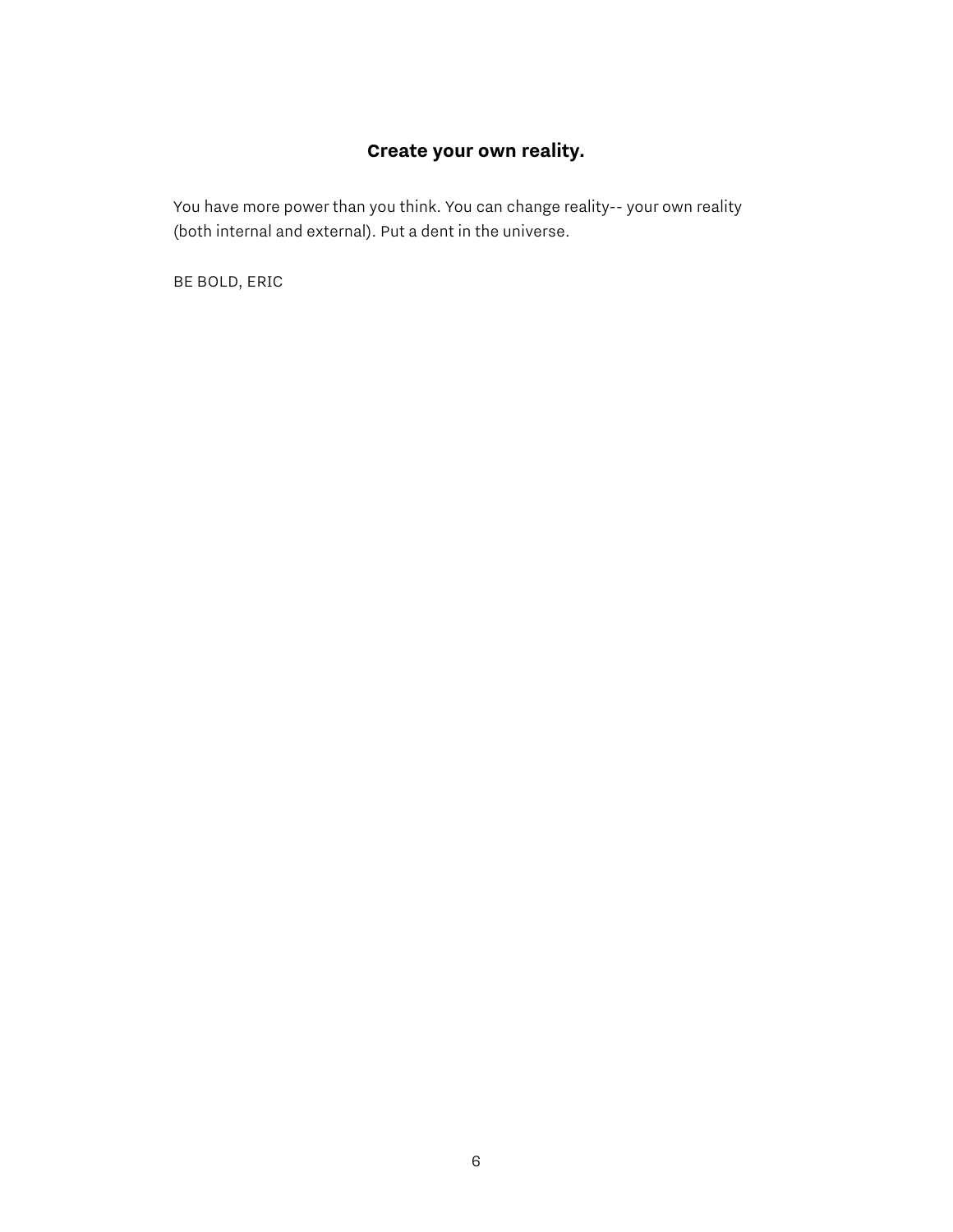## Create your own reality.

You have more power than you think. You can change reality-- your own reality (both internal and external). Put a dent in the universe.

BE BOLD, ERIC